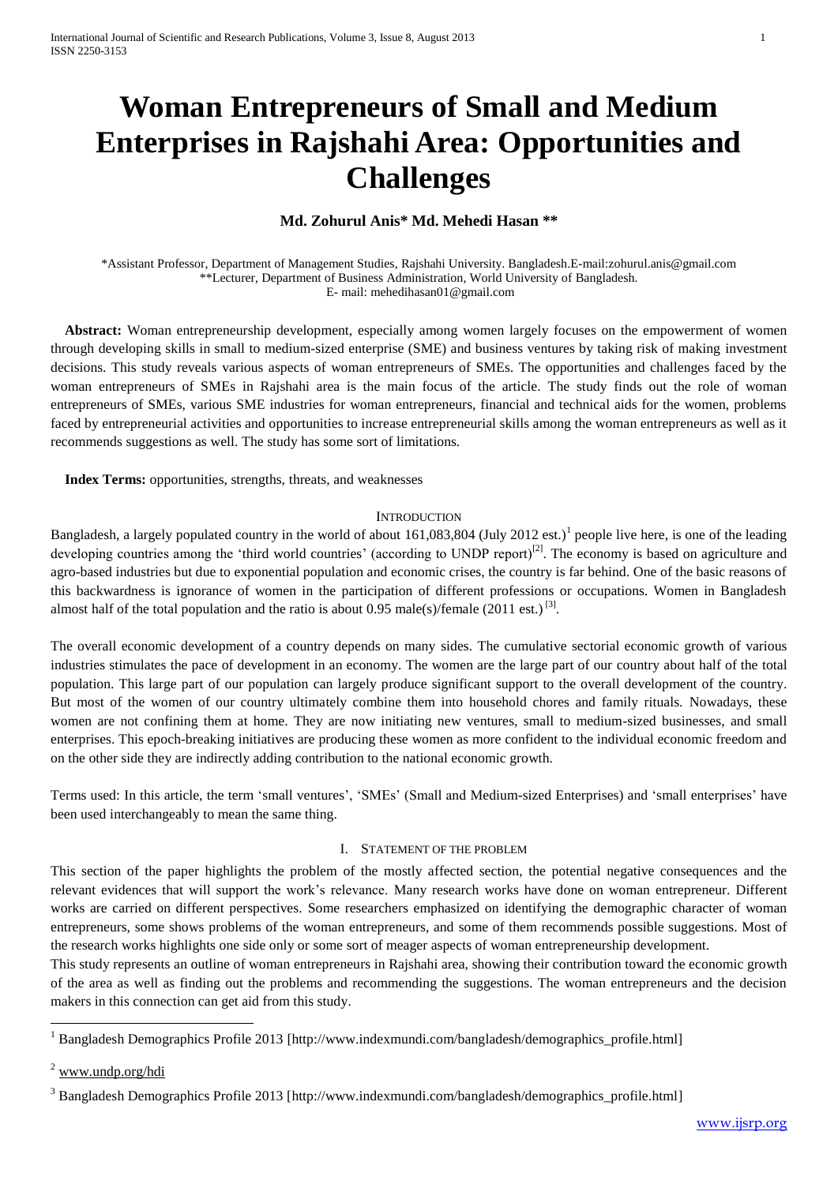# Woman Entrepreneurs of Small and Medium Enterprises in Rajshahi Area: Opportunities and Challenges

**Md. Zohurul Anis\* Md. Mehedi Hasan \*\***

\*Assistant Professor, Department of Management Studies, Rajshahi University. Bangladesh.E-mail:zohurul.anis@gmail.com
\*\*Lecturer, Department of Business Administration, World University of Bangladesh.
E- mail: mehedihasan01@gmail.com

**Abstract:** Woman entrepreneurship development, especially among women largely focuses on the empowerment of women through developing skills in small to medium-sized enterprise (SME) and business ventures by taking risk of making investment decisions. This study reveals various aspects of woman entrepreneurs of SMEs. The opportunities and challenges faced by the woman entrepreneurs of SMEs in Rajshahi area is the main focus of the article. The study finds out the role of woman entrepreneurs of SMEs, various SME industries for woman entrepreneurs, financial and technical aids for the women, problems faced by entrepreneurial activities and opportunities to increase entrepreneurial skills among the woman entrepreneurs as well as it recommends suggestions as well. The study has some sort of limitations.

**Index Terms:** opportunities, strengths, threats, and weaknesses

## Introduction

Bangladesh, a largely populated country in the world of about 161,083,804 (July 2012 est.)[1] people live here, is one of the leading developing countries among the 'third world countries' (according to UNDP report)[2]. The economy is based on agriculture and agro-based industries but due to exponential population and economic crises, the country is far behind. One of the basic reasons of this backwardness is ignorance of women in the participation of different professions or occupations. Women in Bangladesh almost half of the total population and the ratio is about 0.95 male(s)/female (2011 est.) [3].

The overall economic development of a country depends on many sides. The cumulative sectorial economic growth of various industries stimulates the pace of development in an economy. The women are the large part of our country about half of the total population. This large part of our population can largely produce significant support to the overall development of the country. But most of the women of our country ultimately combine them into household chores and family rituals. Nowadays, these women are not confining them at home. They are now initiating new ventures, small to medium-sized businesses, and small enterprises. This epoch-breaking initiatives are producing these women as more confident to the individual economic freedom and on the other side they are indirectly adding contribution to the national economic growth.

Terms used: In this article, the term 'small ventures', 'SMEs' (Small and Medium-sized Enterprises) and 'small enterprises' have been used interchangeably to mean the same thing.

## I. Statement of the Problem

This section of the paper highlights the problem of the mostly affected section, the potential negative consequences and the relevant evidences that will support the work's relevance. Many research works have done on woman entrepreneur. Different works are carried on different perspectives. Some researchers emphasized on identifying the demographic character of woman entrepreneurs, some shows problems of the woman entrepreneurs, and some of them recommends possible suggestions. Most of the research works highlights one side only or some sort of meager aspects of woman entrepreneurship development.

This study represents an outline of woman entrepreneurs in Rajshahi area, showing their contribution toward the economic growth of the area as well as finding out the problems and recommending the suggestions. The woman entrepreneurs and the decision makers in this connection can get aid from this study.

---

[1] Bangladesh Demographics Profile 2013 [http://www.indexmundi.com/bangladesh/demographics_profile.html]

[2] www.undp.org/hdi

[3] Bangladesh Demographics Profile 2013 [http://www.indexmundi.com/bangladesh/demographics_profile.html]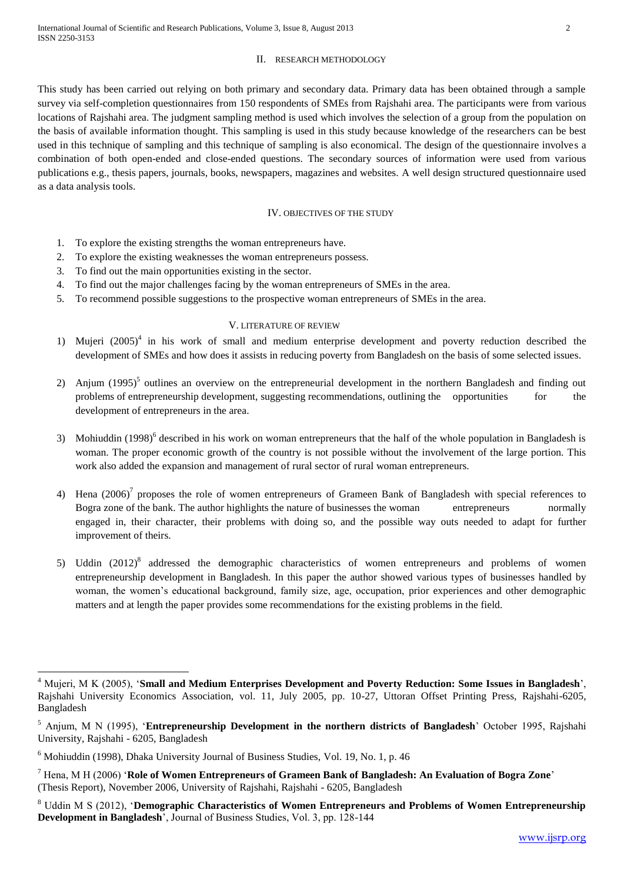## II. RESEARCH METHODOLOGY

This study has been carried out relying on both primary and secondary data. Primary data has been obtained through a sample survey via self-completion questionnaires from 150 respondents of SMEs from Rajshahi area. The participants were from various locations of Rajshahi area. The judgment sampling method is used which involves the selection of a group from the population on the basis of available information thought. This sampling is used in this study because knowledge of the researchers can be best used in this technique of sampling and this technique of sampling is also economical. The design of the questionnaire involves a combination of both open-ended and close-ended questions. The secondary sources of information were used from various publications e.g., thesis papers, journals, books, newspapers, magazines and websites. A well design structured questionnaire used as a data analysis tools.

## IV. OBJECTIVES OF THE STUDY

1. To explore the existing strengths the woman entrepreneurs have.
2. To explore the existing weaknesses the woman entrepreneurs possess.
3. To find out the main opportunities existing in the sector.
4. To find out the major challenges facing by the woman entrepreneurs of SMEs in the area.
5. To recommend possible suggestions to the prospective woman entrepreneurs of SMEs in the area.

## V. LITERATURE OF REVIEW

1) Mujeri (2005)[4] in his work of small and medium enterprise development and poverty reduction described the development of SMEs and how does it assists in reducing poverty from Bangladesh on the basis of some selected issues.

2) Anjum (1995)[5] outlines an overview on the entrepreneurial development in the northern Bangladesh and finding out problems of entrepreneurship development, suggesting recommendations, outlining the opportunities for the development of entrepreneurs in the area.

3) Mohiuddin (1998)[6] described in his work on woman entrepreneurs that the half of the whole population in Bangladesh is woman. The proper economic growth of the country is not possible without the involvement of the large portion. This work also added the expansion and management of rural sector of rural woman entrepreneurs.

4) Hena (2006)[7] proposes the role of women entrepreneurs of Grameen Bank of Bangladesh with special references to Bogra zone of the bank. The author highlights the nature of businesses the woman entrepreneurs normally engaged in, their character, their problems with doing so, and the possible way outs needed to adapt for further improvement of theirs.

5) Uddin (2012)[8] addressed the demographic characteristics of women entrepreneurs and problems of women entrepreneurship development in Bangladesh. In this paper the author showed various types of businesses handled by woman, the women's educational background, family size, age, occupation, prior experiences and other demographic matters and at length the paper provides some recommendations for the existing problems in the field.

---

[4] Mujeri, M K (2005), '**Small and Medium Enterprises Development and Poverty Reduction: Some Issues in Bangladesh**', Rajshahi University Economics Association, vol. 11, July 2005, pp. 10-27, Uttoran Offset Printing Press, Rajshahi-6205, Bangladesh

[5] Anjum, M N (1995), '**Entrepreneurship Development in the northern districts of Bangladesh**' October 1995, Rajshahi University, Rajshahi - 6205, Bangladesh

[6] Mohiuddin (1998), Dhaka University Journal of Business Studies, Vol. 19, No. 1, p. 46

[7] Hena, M H (2006) '**Role of Women Entrepreneurs of Grameen Bank of Bangladesh: An Evaluation of Bogra Zone**' (Thesis Report), November 2006, University of Rajshahi, Rajshahi - 6205, Bangladesh

[8] Uddin M S (2012), '**Demographic Characteristics of Women Entrepreneurs and Problems of Women Entrepreneurship Development in Bangladesh**', Journal of Business Studies, Vol. 3, pp. 128-144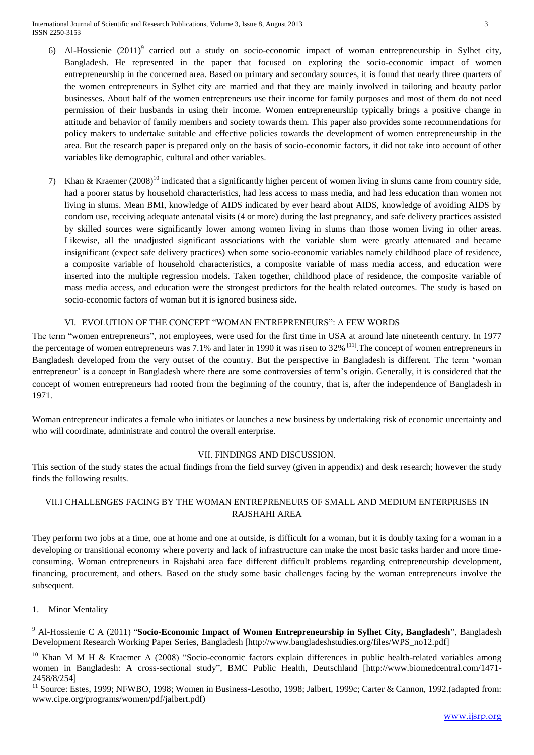6) Al-Hossienie (2011)[9] carried out a study on socio-economic impact of woman entrepreneurship in Sylhet city, Bangladesh. He represented in the paper that focused on exploring the socio-economic impact of women entrepreneurship in the concerned area. Based on primary and secondary sources, it is found that nearly three quarters of the women entrepreneurs in Sylhet city are married and that they are mainly involved in tailoring and beauty parlor businesses. About half of the women entrepreneurs use their income for family purposes and most of them do not need permission of their husbands in using their income. Women entrepreneurship typically brings a positive change in attitude and behavior of family members and society towards them. This paper also provides some recommendations for policy makers to undertake suitable and effective policies towards the development of women entrepreneurship in the area. But the research paper is prepared only on the basis of socio-economic factors, it did not take into account of other variables like demographic, cultural and other variables.

7) Khan & Kraemer (2008)[10] indicated that a significantly higher percent of women living in slums came from country side, had a poorer status by household characteristics, had less access to mass media, and had less education than women not living in slums. Mean BMI, knowledge of AIDS indicated by ever heard about AIDS, knowledge of avoiding AIDS by condom use, receiving adequate antenatal visits (4 or more) during the last pregnancy, and safe delivery practices assisted by skilled sources were significantly lower among women living in slums than those women living in other areas. Likewise, all the unadjusted significant associations with the variable slum were greatly attenuated and became insignificant (expect safe delivery practices) when some socio-economic variables namely childhood place of residence, a composite variable of household characteristics, a composite variable of mass media access, and education were inserted into the multiple regression models. Taken together, childhood place of residence, the composite variable of mass media access, and education were the strongest predictors for the health related outcomes. The study is based on socio-economic factors of woman but it is ignored business side.

## VI. EVOLUTION OF THE CONCEPT "WOMAN ENTREPRENEURS": A FEW WORDS

The term "women entrepreneurs", not employees, were used for the first time in USA at around late nineteenth century. In 1977 the percentage of women entrepreneurs was 7.1% and later in 1990 it was risen to 32% [11].The concept of women entrepreneurs in Bangladesh developed from the very outset of the country. But the perspective in Bangladesh is different. The term 'woman entrepreneur' is a concept in Bangladesh where there are some controversies of term's origin. Generally, it is considered that the concept of women entrepreneurs had rooted from the beginning of the country, that is, after the independence of Bangladesh in 1971.

Woman entrepreneur indicates a female who initiates or launches a new business by undertaking risk of economic uncertainty and who will coordinate, administrate and control the overall enterprise.

## VII. FINDINGS AND DISCUSSION.

This section of the study states the actual findings from the field survey (given in appendix) and desk research; however the study finds the following results.

### VII.I CHALLENGES FACING BY THE WOMAN ENTREPRENEURS OF SMALL AND MEDIUM ENTERPRISES IN RAJSHAHI AREA

They perform two jobs at a time, one at home and one at outside, is difficult for a woman, but it is doubly taxing for a woman in a developing or transitional economy where poverty and lack of infrastructure can make the most basic tasks harder and more time-consuming. Woman entrepreneurs in Rajshahi area face different difficult problems regarding entrepreneurship development, financing, procurement, and others. Based on the study some basic challenges facing by the woman entrepreneurs involve the subsequent.

1. Minor Mentality

[9] Al-Hossienie C A (2011) "**Socio-Economic Impact of Women Entrepreneurship in Sylhet City, Bangladesh**", Bangladesh Development Research Working Paper Series, Bangladesh [http://www.bangladeshstudies.org/files/WPS_no12.pdf]

[10] Khan M M H & Kraemer A (2008) "Socio-economic factors explain differences in public health-related variables among women in Bangladesh: A cross-sectional study", BMC Public Health, Deutschland [http://www.biomedcentral.com/1471-2458/8/254]

[11] Source: Estes, 1999; NFWBO, 1998; Women in Business-Lesotho, 1998; Jalbert, 1999c; Carter & Cannon, 1992.(adapted from: www.cipe.org/programs/women/pdf/jalbert.pdf)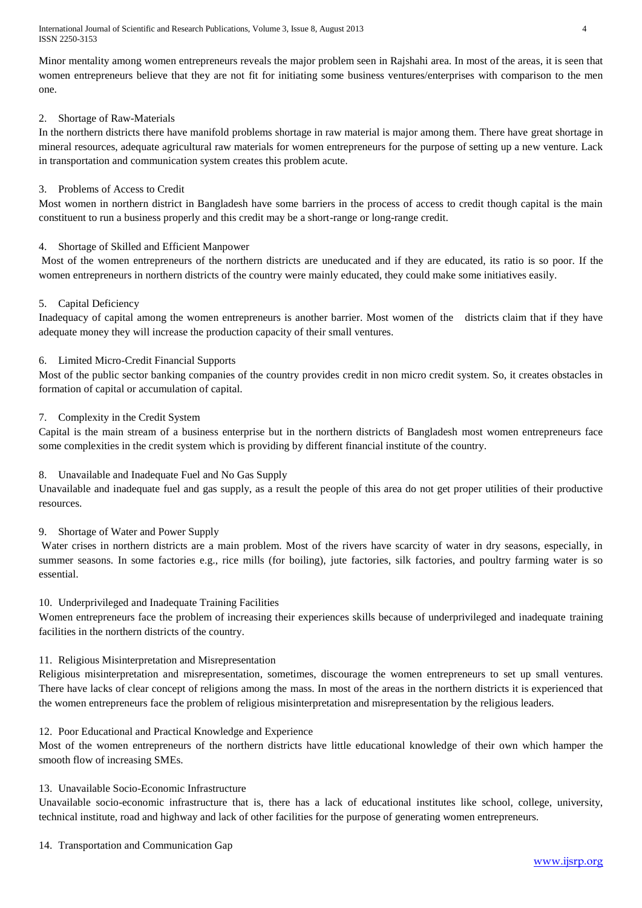Minor mentality among women entrepreneurs reveals the major problem seen in Rajshahi area. In most of the areas, it is seen that women entrepreneurs believe that they are not fit for initiating some business ventures/enterprises with comparison to the men one.

2. Shortage of Raw-Materials

In the northern districts there have manifold problems shortage in raw material is major among them. There have great shortage in mineral resources, adequate agricultural raw materials for women entrepreneurs for the purpose of setting up a new venture. Lack in transportation and communication system creates this problem acute.

3. Problems of Access to Credit

Most women in northern district in Bangladesh have some barriers in the process of access to credit though capital is the main constituent to run a business properly and this credit may be a short-range or long-range credit.

4. Shortage of Skilled and Efficient Manpower

Most of the women entrepreneurs of the northern districts are uneducated and if they are educated, its ratio is so poor. If the women entrepreneurs in northern districts of the country were mainly educated, they could make some initiatives easily.

5. Capital Deficiency

Inadequacy of capital among the women entrepreneurs is another barrier. Most women of the districts claim that if they have adequate money they will increase the production capacity of their small ventures.

6. Limited Micro-Credit Financial Supports

Most of the public sector banking companies of the country provides credit in non micro credit system. So, it creates obstacles in formation of capital or accumulation of capital.

7. Complexity in the Credit System

Capital is the main stream of a business enterprise but in the northern districts of Bangladesh most women entrepreneurs face some complexities in the credit system which is providing by different financial institute of the country.

8. Unavailable and Inadequate Fuel and No Gas Supply

Unavailable and inadequate fuel and gas supply, as a result the people of this area do not get proper utilities of their productive resources.

9. Shortage of Water and Power Supply

Water crises in northern districts are a main problem. Most of the rivers have scarcity of water in dry seasons, especially, in summer seasons. In some factories e.g., rice mills (for boiling), jute factories, silk factories, and poultry farming water is so essential.

10. Underprivileged and Inadequate Training Facilities

Women entrepreneurs face the problem of increasing their experiences skills because of underprivileged and inadequate training facilities in the northern districts of the country.

11. Religious Misinterpretation and Misrepresentation

Religious misinterpretation and misrepresentation, sometimes, discourage the women entrepreneurs to set up small ventures. There have lacks of clear concept of religions among the mass. In most of the areas in the northern districts it is experienced that the women entrepreneurs face the problem of religious misinterpretation and misrepresentation by the religious leaders.

12. Poor Educational and Practical Knowledge and Experience

Most of the women entrepreneurs of the northern districts have little educational knowledge of their own which hamper the smooth flow of increasing SMEs.

13. Unavailable Socio-Economic Infrastructure

Unavailable socio-economic infrastructure that is, there has a lack of educational institutes like school, college, university, technical institute, road and highway and lack of other facilities for the purpose of generating women entrepreneurs.

14. Transportation and Communication Gap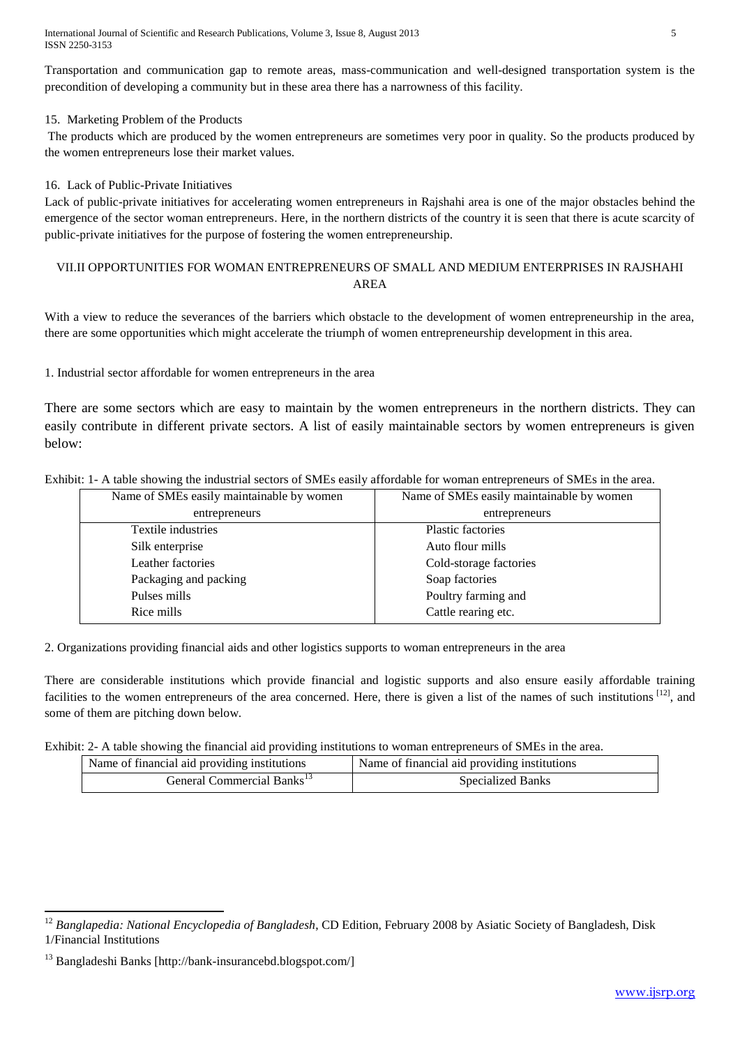Transportation and communication gap to remote areas, mass-communication and well-designed transportation system is the precondition of developing a community but in these area there has a narrowness of this facility.

15. Marketing Problem of the Products

The products which are produced by the women entrepreneurs are sometimes very poor in quality. So the products produced by the women entrepreneurs lose their market values.

16. Lack of Public-Private Initiatives

Lack of public-private initiatives for accelerating women entrepreneurs in Rajshahi area is one of the major obstacles behind the emergence of the sector woman entrepreneurs. Here, in the northern districts of the country it is seen that there is acute scarcity of public-private initiatives for the purpose of fostering the women entrepreneurship.

## VII.II OPPORTUNITIES FOR WOMAN ENTREPRENEURS OF SMALL AND MEDIUM ENTERPRISES IN RAJSHAHI AREA

With a view to reduce the severances of the barriers which obstacle to the development of women entrepreneurship in the area, there are some opportunities which might accelerate the triumph of women entrepreneurship development in this area.

1. Industrial sector affordable for women entrepreneurs in the area

There are some sectors which are easy to maintain by the women entrepreneurs in the northern districts. They can easily contribute in different private sectors. A list of easily maintainable sectors by women entrepreneurs is given below:

Exhibit: 1- A table showing the industrial sectors of SMEs easily affordable for woman entrepreneurs of SMEs in the area.

| Name of SMEs easily maintainable by women entrepreneurs | Name of SMEs easily maintainable by women entrepreneurs |
|---|---|
| Textile industries | Plastic factories |
| Silk enterprise | Auto flour mills |
| Leather factories | Cold-storage factories |
| Packaging and packing | Soap factories |
| Pulses mills | Poultry farming and |
| Rice mills | Cattle rearing etc. |

2. Organizations providing financial aids and other logistics supports to woman entrepreneurs in the area

There are considerable institutions which provide financial and logistic supports and also ensure easily affordable training facilities to the women entrepreneurs of the area concerned. Here, there is given a list of the names of such institutions [12], and some of them are pitching down below.

Exhibit: 2- A table showing the financial aid providing institutions to woman entrepreneurs of SMEs in the area.

| Name of financial aid providing institutions | Name of financial aid providing institutions |
|---|---|
| General Commercial Banks[13] | Specialized Banks |

[12] *Banglapedia: National Encyclopedia of Bangladesh*, CD Edition, February 2008 by Asiatic Society of Bangladesh, Disk 1/Financial Institutions

[13] Bangladeshi Banks [http://bank-insurancebd.blogspot.com/]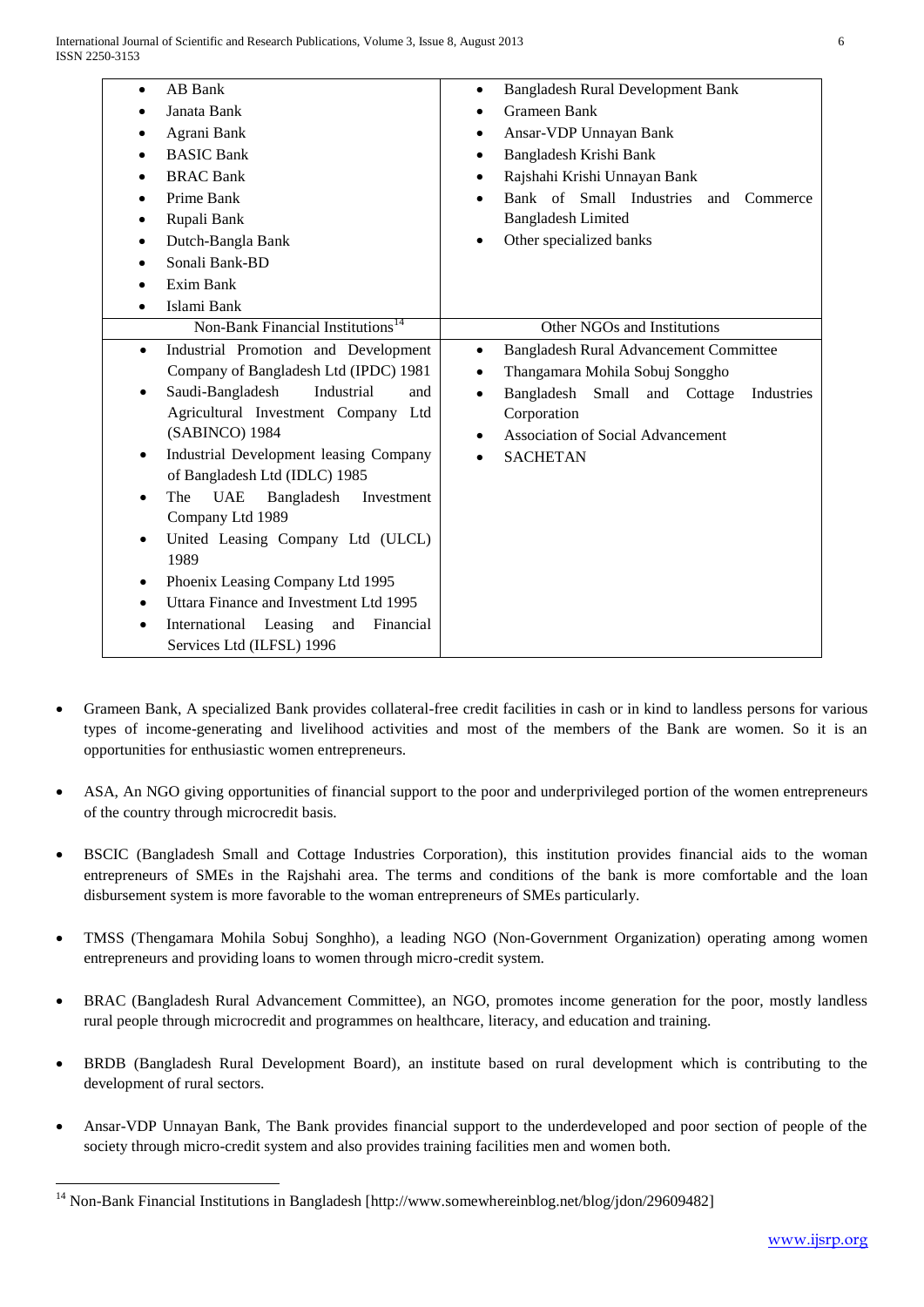| | |
|---|---|
| • AB Bank<br>• Janata Bank<br>• Agrani Bank<br>• BASIC Bank<br>• BRAC Bank<br>• Prime Bank<br>• Rupali Bank<br>• Dutch-Bangla Bank<br>• Sonali Bank-BD<br>• Exim Bank<br>• Islami Bank | • Bangladesh Rural Development Bank<br>• Grameen Bank<br>• Ansar-VDP Unnayan Bank<br>• Bangladesh Krishi Bank<br>• Rajshahi Krishi Unnayan Bank<br>• Bank of Small Industries and Commerce Bangladesh Limited<br>• Other specialized banks |
| Non-Bank Financial Institutions[14] | Other NGOs and Institutions |
| • Industrial Promotion and Development Company of Bangladesh Ltd (IPDC) 1981<br>• Saudi-Bangladesh Industrial and Agricultural Investment Company Ltd (SABINCO) 1984<br>• Industrial Development leasing Company of Bangladesh Ltd (IDLC) 1985<br>• The UAE Bangladesh Investment Company Ltd 1989<br>• United Leasing Company Ltd (ULCL) 1989<br>• Phoenix Leasing Company Ltd 1995<br>• Uttara Finance and Investment Ltd 1995<br>• International Leasing and Financial Services Ltd (ILFSL) 1996 | • Bangladesh Rural Advancement Committee<br>• Thangamara Mohila Sobuj Songgho<br>• Bangladesh Small and Cottage Industries Corporation<br>• Association of Social Advancement<br>• SACHETAN |

- Grameen Bank, A specialized Bank provides collateral-free credit facilities in cash or in kind to landless persons for various types of income-generating and livelihood activities and most of the members of the Bank are women. So it is an opportunities for enthusiastic women entrepreneurs.

- ASA, An NGO giving opportunities of financial support to the poor and underprivileged portion of the women entrepreneurs of the country through microcredit basis.

- BSCIC (Bangladesh Small and Cottage Industries Corporation), this institution provides financial aids to the woman entrepreneurs of SMEs in the Rajshahi area. The terms and conditions of the bank is more comfortable and the loan disbursement system is more favorable to the woman entrepreneurs of SMEs particularly.

- TMSS (Thengamara Mohila Sobuj Songhho), a leading NGO (Non-Government Organization) operating among women entrepreneurs and providing loans to women through micro-credit system.

- BRAC (Bangladesh Rural Advancement Committee), an NGO, promotes income generation for the poor, mostly landless rural people through microcredit and programmes on healthcare, literacy, and education and training.

- BRDB (Bangladesh Rural Development Board), an institute based on rural development which is contributing to the development of rural sectors.

- Ansar-VDP Unnayan Bank, The Bank provides financial support to the underdeveloped and poor section of people of the society through micro-credit system and also provides training facilities men and women both.

[14] Non-Bank Financial Institutions in Bangladesh [http://www.somewhereinblog.net/blog/jdon/29609482]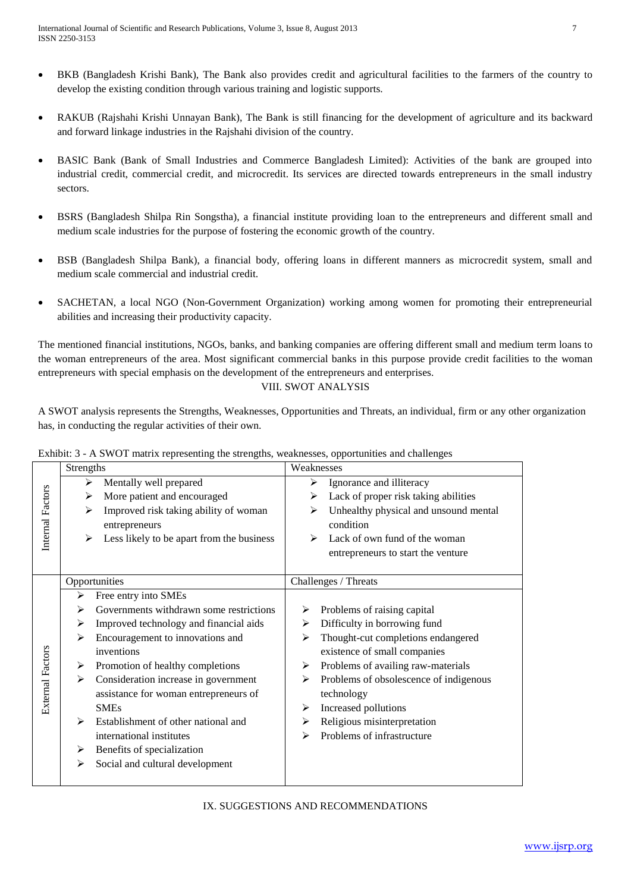- BKB (Bangladesh Krishi Bank), The Bank also provides credit and agricultural facilities to the farmers of the country to develop the existing condition through various training and logistic supports.

- RAKUB (Rajshahi Krishi Unnayan Bank), The Bank is still financing for the development of agriculture and its backward and forward linkage industries in the Rajshahi division of the country.

- BASIC Bank (Bank of Small Industries and Commerce Bangladesh Limited): Activities of the bank are grouped into industrial credit, commercial credit, and microcredit. Its services are directed towards entrepreneurs in the small industry sectors.

- BSRS (Bangladesh Shilpa Rin Songstha), a financial institute providing loan to the entrepreneurs and different small and medium scale industries for the purpose of fostering the economic growth of the country.

- BSB (Bangladesh Shilpa Bank), a financial body, offering loans in different manners as microcredit system, small and medium scale commercial and industrial credit.

- SACHETAN, a local NGO (Non-Government Organization) working among women for promoting their entrepreneurial abilities and increasing their productivity capacity.

The mentioned financial institutions, NGOs, banks, and banking companies are offering different small and medium term loans to the woman entrepreneurs of the area. Most significant commercial banks in this purpose provide credit facilities to the woman entrepreneurs with special emphasis on the development of the entrepreneurs and enterprises.

## VIII. SWOT ANALYSIS

A SWOT analysis represents the Strengths, Weaknesses, Opportunities and Threats, an individual, firm or any other organization has, in conducting the regular activities of their own.

Exhibit: 3 - A SWOT matrix representing the strengths, weaknesses, opportunities and challenges

| | Strengths | Weaknesses |
|---|---|---|
| Internal Factors | ➢ Mentally well prepared<br>➢ More patient and encouraged<br>➢ Improved risk taking ability of woman entrepreneurs<br>➢ Less likely to be apart from the business | ➢ Ignorance and illiteracy<br>➢ Lack of proper risk taking abilities<br>➢ Unhealthy physical and unsound mental condition<br>➢ Lack of own fund of the woman entrepreneurs to start the venture |
| | **Opportunities** | **Challenges / Threats** |
| External Factors | ➢ Free entry into SMEs<br>➢ Governments withdrawn some restrictions<br>➢ Improved technology and financial aids<br>➢ Encouragement to innovations and inventions<br>➢ Promotion of healthy completions<br>➢ Consideration increase in government assistance for woman entrepreneurs of SMEs<br>➢ Establishment of other national and international institutes<br>➢ Benefits of specialization<br>➢ Social and cultural development | ➢ Problems of raising capital<br>➢ Difficulty in borrowing fund<br>➢ Thought-cut completions endangered existence of small companies<br>➢ Problems of availing raw-materials<br>➢ Problems of obsolescence of indigenous technology<br>➢ Increased pollutions<br>➢ Religious misinterpretation<br>➢ Problems of infrastructure |

## IX. SUGGESTIONS AND RECOMMENDATIONS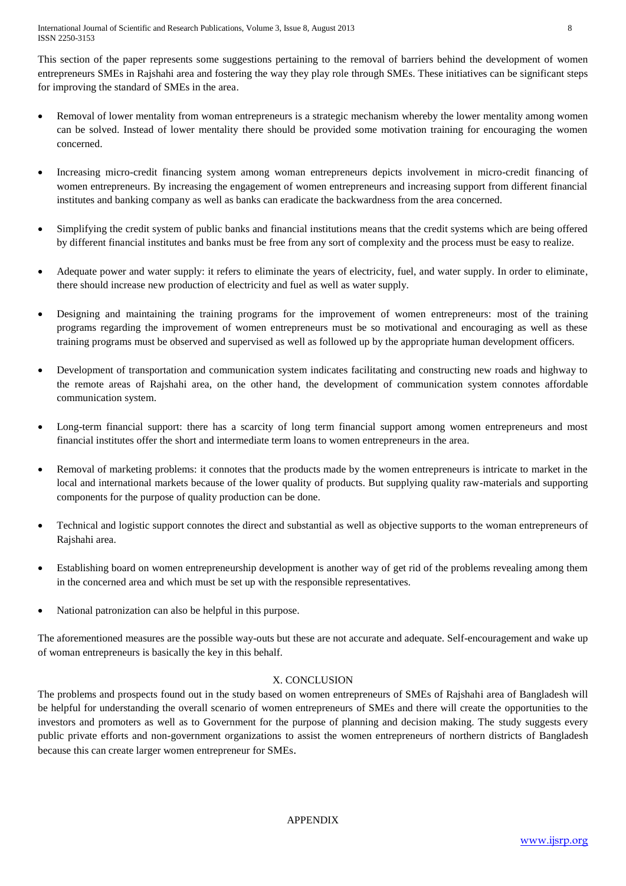This section of the paper represents some suggestions pertaining to the removal of barriers behind the development of women entrepreneurs SMEs in Rajshahi area and fostering the way they play role through SMEs. These initiatives can be significant steps for improving the standard of SMEs in the area.

- Removal of lower mentality from woman entrepreneurs is a strategic mechanism whereby the lower mentality among women can be solved. Instead of lower mentality there should be provided some motivation training for encouraging the women concerned.
- Increasing micro-credit financing system among woman entrepreneurs depicts involvement in micro-credit financing of women entrepreneurs. By increasing the engagement of women entrepreneurs and increasing support from different financial institutes and banking company as well as banks can eradicate the backwardness from the area concerned.
- Simplifying the credit system of public banks and financial institutions means that the credit systems which are being offered by different financial institutes and banks must be free from any sort of complexity and the process must be easy to realize.
- Adequate power and water supply: it refers to eliminate the years of electricity, fuel, and water supply. In order to eliminate, there should increase new production of electricity and fuel as well as water supply.
- Designing and maintaining the training programs for the improvement of women entrepreneurs: most of the training programs regarding the improvement of women entrepreneurs must be so motivational and encouraging as well as these training programs must be observed and supervised as well as followed up by the appropriate human development officers.
- Development of transportation and communication system indicates facilitating and constructing new roads and highway to the remote areas of Rajshahi area, on the other hand, the development of communication system connotes affordable communication system.
- Long-term financial support: there has a scarcity of long term financial support among women entrepreneurs and most financial institutes offer the short and intermediate term loans to women entrepreneurs in the area.
- Removal of marketing problems: it connotes that the products made by the women entrepreneurs is intricate to market in the local and international markets because of the lower quality of products. But supplying quality raw-materials and supporting components for the purpose of quality production can be done.
- Technical and logistic support connotes the direct and substantial as well as objective supports to the woman entrepreneurs of Rajshahi area.
- Establishing board on women entrepreneurship development is another way of get rid of the problems revealing among them in the concerned area and which must be set up with the responsible representatives.
- National patronization can also be helpful in this purpose.

The aforementioned measures are the possible way-outs but these are not accurate and adequate. Self-encouragement and wake up of woman entrepreneurs is basically the key in this behalf.

## X. CONCLUSION

The problems and prospects found out in the study based on women entrepreneurs of SMEs of Rajshahi area of Bangladesh will be helpful for understanding the overall scenario of women entrepreneurs of SMEs and there will create the opportunities to the investors and promoters as well as to Government for the purpose of planning and decision making. The study suggests every public private efforts and non-government organizations to assist the women entrepreneurs of northern districts of Bangladesh because this can create larger women entrepreneur for SMEs.

## APPENDIX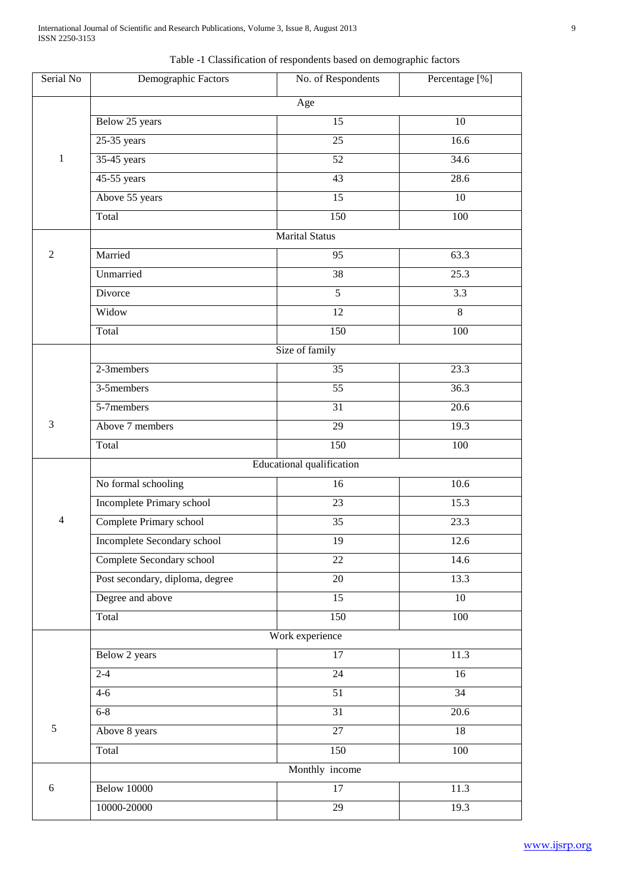Table -1 Classification of respondents based on demographic factors

| Serial No | Demographic Factors | No. of Respondents | Percentage [%] |
|---|---|---|---|
| 1 | Age | | |
| | Below 25 years | 15 | 10 |
| | 25-35 years | 25 | 16.6 |
| | 35-45 years | 52 | 34.6 |
| | 45-55 years | 43 | 28.6 |
| | Above 55 years | 15 | 10 |
| | Total | 150 | 100 |
| 2 | Marital Status | | |
| | Married | 95 | 63.3 |
| | Unmarried | 38 | 25.3 |
| | Divorce | 5 | 3.3 |
| | Widow | 12 | 8 |
| | Total | 150 | 100 |
| 3 | Size of family | | |
| | 2-3members | 35 | 23.3 |
| | 3-5members | 55 | 36.3 |
| | 5-7members | 31 | 20.6 |
| | Above 7 members | 29 | 19.3 |
| | Total | 150 | 100 |
| 4 | Educational qualification | | |
| | No formal schooling | 16 | 10.6 |
| | Incomplete Primary school | 23 | 15.3 |
| | Complete Primary school | 35 | 23.3 |
| | Incomplete Secondary school | 19 | 12.6 |
| | Complete Secondary school | 22 | 14.6 |
| | Post secondary, diploma, degree | 20 | 13.3 |
| | Degree and above | 15 | 10 |
| | Total | 150 | 100 |
| 5 | Work experience | | |
| | Below 2 years | 17 | 11.3 |
| | 2-4 | 24 | 16 |
| | 4-6 | 51 | 34 |
| | 6-8 | 31 | 20.6 |
| | Above 8 years | 27 | 18 |
| | Total | 150 | 100 |
| 6 | Monthly income | | |
| | Below 10000 | 17 | 11.3 |
| | 10000-20000 | 29 | 19.3 |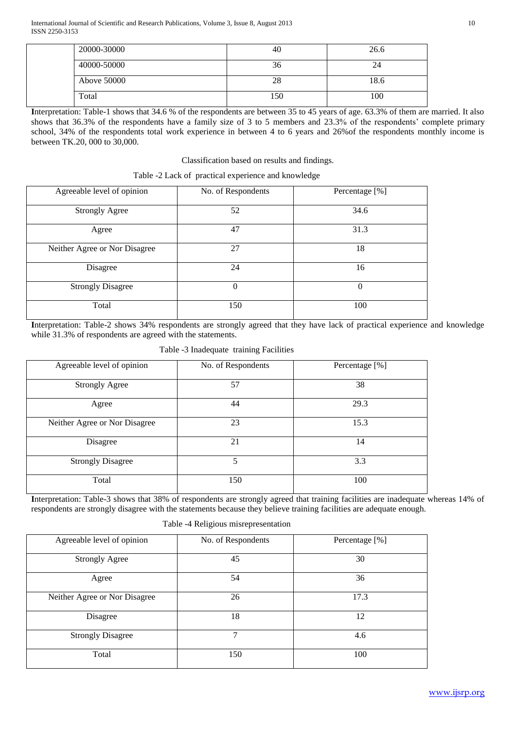| | 20000-30000 | 40 | 26.6 |
|---|---|---|---|
| | 40000-50000 | 36 | 24 |
| | Above 50000 | 28 | 18.6 |
| | Total | 150 | 100 |

**I**nterpretation: Table-1 shows that 34.6 % of the respondents are between 35 to 45 years of age. 63.3% of them are married. It also shows that 36.3% of the respondents have a family size of 3 to 5 members and 23.3% of the respondents' complete primary school, 34% of the respondents total work experience in between 4 to 6 years and 26%of the respondents monthly income is between TK.20, 000 to 30,000.

Classification based on results and findings.

Table -2 Lack of practical experience and knowledge

| Agreeable level of opinion | No. of Respondents | Percentage [%] |
|---|---|---|
| Strongly Agree | 52 | 34.6 |
| Agree | 47 | 31.3 |
| Neither Agree or Nor Disagree | 27 | 18 |
| Disagree | 24 | 16 |
| Strongly Disagree | 0 | 0 |
| Total | 150 | 100 |

**I**nterpretation: Table-2 shows 34% respondents are strongly agreed that they have lack of practical experience and knowledge while 31.3% of respondents are agreed with the statements.

Table -3 Inadequate training Facilities

| Agreeable level of opinion | No. of Respondents | Percentage [%] |
|---|---|---|
| Strongly Agree | 57 | 38 |
| Agree | 44 | 29.3 |
| Neither Agree or Nor Disagree | 23 | 15.3 |
| Disagree | 21 | 14 |
| Strongly Disagree | 5 | 3.3 |
| Total | 150 | 100 |

**I**nterpretation: Table-3 shows that 38% of respondents are strongly agreed that training facilities are inadequate whereas 14% of respondents are strongly disagree with the statements because they believe training facilities are adequate enough.

Table -4 Religious misrepresentation

| Agreeable level of opinion | No. of Respondents | Percentage [%] |
|---|---|---|
| Strongly Agree | 45 | 30 |
| Agree | 54 | 36 |
| Neither Agree or Nor Disagree | 26 | 17.3 |
| Disagree | 18 | 12 |
| Strongly Disagree | 7 | 4.6 |
| Total | 150 | 100 |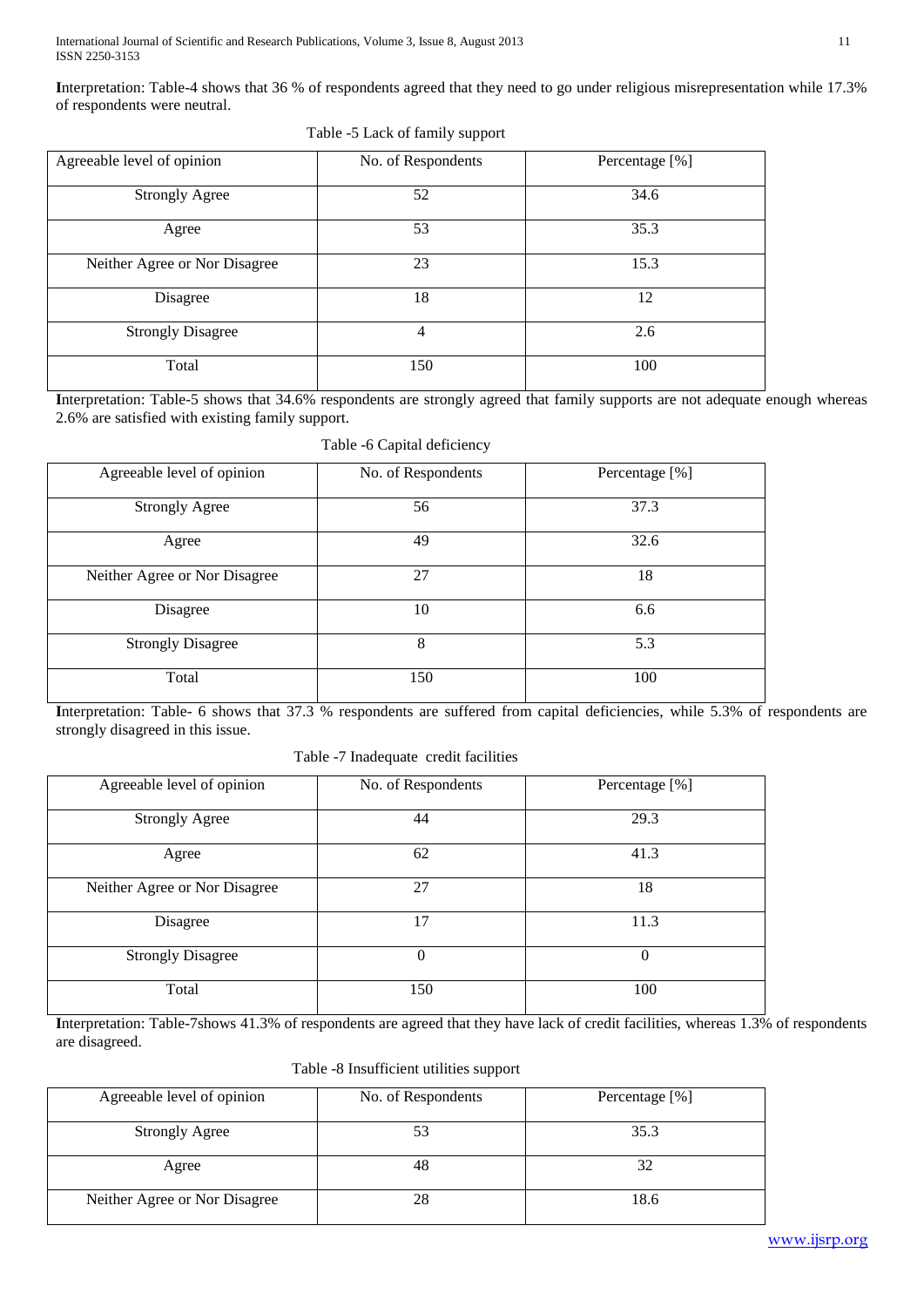**I**nterpretation: Table-4 shows that 36 % of respondents agreed that they need to go under religious misrepresentation while 17.3% of respondents were neutral.

Table -5 Lack of family support

| Agreeable level of opinion | No. of Respondents | Percentage [%] |
|---|---|---|
| Strongly Agree | 52 | 34.6 |
| Agree | 53 | 35.3 |
| Neither Agree or Nor Disagree | 23 | 15.3 |
| Disagree | 18 | 12 |
| Strongly Disagree | 4 | 2.6 |
| Total | 150 | 100 |

**I**nterpretation: Table-5 shows that 34.6% respondents are strongly agreed that family supports are not adequate enough whereas 2.6% are satisfied with existing family support.

Table -6 Capital deficiency

| Agreeable level of opinion | No. of Respondents | Percentage [%] |
|---|---|---|
| Strongly Agree | 56 | 37.3 |
| Agree | 49 | 32.6 |
| Neither Agree or Nor Disagree | 27 | 18 |
| Disagree | 10 | 6.6 |
| Strongly Disagree | 8 | 5.3 |
| Total | 150 | 100 |

**I**nterpretation: Table- 6 shows that 37.3 % respondents are suffered from capital deficiencies, while 5.3% of respondents are strongly disagreed in this issue.

Table -7 Inadequate credit facilities

| Agreeable level of opinion | No. of Respondents | Percentage [%] |
|---|---|---|
| Strongly Agree | 44 | 29.3 |
| Agree | 62 | 41.3 |
| Neither Agree or Nor Disagree | 27 | 18 |
| Disagree | 17 | 11.3 |
| Strongly Disagree | 0 | 0 |
| Total | 150 | 100 |

**I**nterpretation: Table-7shows 41.3% of respondents are agreed that they have lack of credit facilities, whereas 1.3% of respondents are disagreed.

Table -8 Insufficient utilities support

| Agreeable level of opinion | No. of Respondents | Percentage [%] |
|---|---|---|
| Strongly Agree | 53 | 35.3 |
| Agree | 48 | 32 |
| Neither Agree or Nor Disagree | 28 | 18.6 |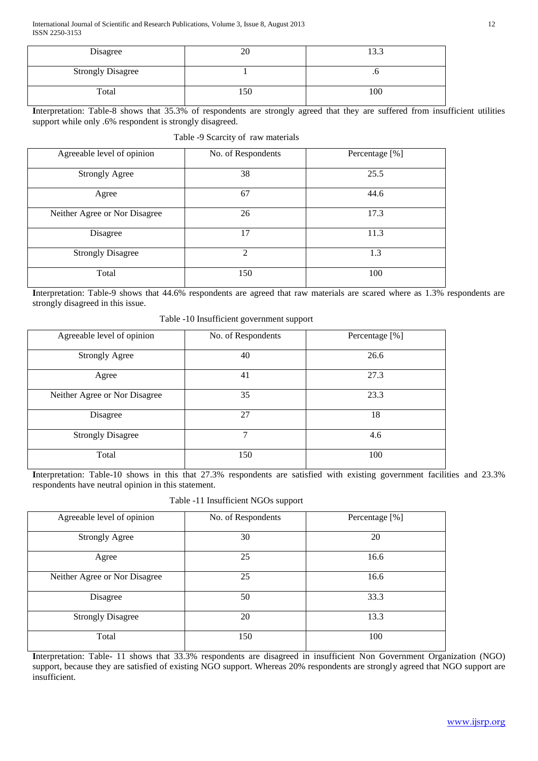| Disagree | 20 | 13.3 |
|---|---|---|
| Strongly Disagree | 1 | .6 |
| Total | 150 | 100 |

**I**nterpretation: Table-8 shows that 35.3% of respondents are strongly agreed that they are suffered from insufficient utilities support while only .6% respondent is strongly disagreed.

Table -9 Scarcity of raw materials

| Agreeable level of opinion | No. of Respondents | Percentage [%] |
|---|---|---|
| Strongly Agree | 38 | 25.5 |
| Agree | 67 | 44.6 |
| Neither Agree or Nor Disagree | 26 | 17.3 |
| Disagree | 17 | 11.3 |
| Strongly Disagree | 2 | 1.3 |
| Total | 150 | 100 |

**I**nterpretation: Table-9 shows that 44.6% respondents are agreed that raw materials are scared where as 1.3% respondents are strongly disagreed in this issue.

Table -10 Insufficient government support

| Agreeable level of opinion | No. of Respondents | Percentage [%] |
|---|---|---|
| Strongly Agree | 40 | 26.6 |
| Agree | 41 | 27.3 |
| Neither Agree or Nor Disagree | 35 | 23.3 |
| Disagree | 27 | 18 |
| Strongly Disagree | 7 | 4.6 |
| Total | 150 | 100 |

**I**nterpretation: Table-10 shows in this that 27.3% respondents are satisfied with existing government facilities and 23.3% respondents have neutral opinion in this statement.

Table -11 Insufficient NGOs support

| Agreeable level of opinion | No. of Respondents | Percentage [%] |
|---|---|---|
| Strongly Agree | 30 | 20 |
| Agree | 25 | 16.6 |
| Neither Agree or Nor Disagree | 25 | 16.6 |
| Disagree | 50 | 33.3 |
| Strongly Disagree | 20 | 13.3 |
| Total | 150 | 100 |

**I**nterpretation: Table- 11 shows that 33.3% respondents are disagreed in insufficient Non Government Organization (NGO) support, because they are satisfied of existing NGO support. Whereas 20% respondents are strongly agreed that NGO support are insufficient.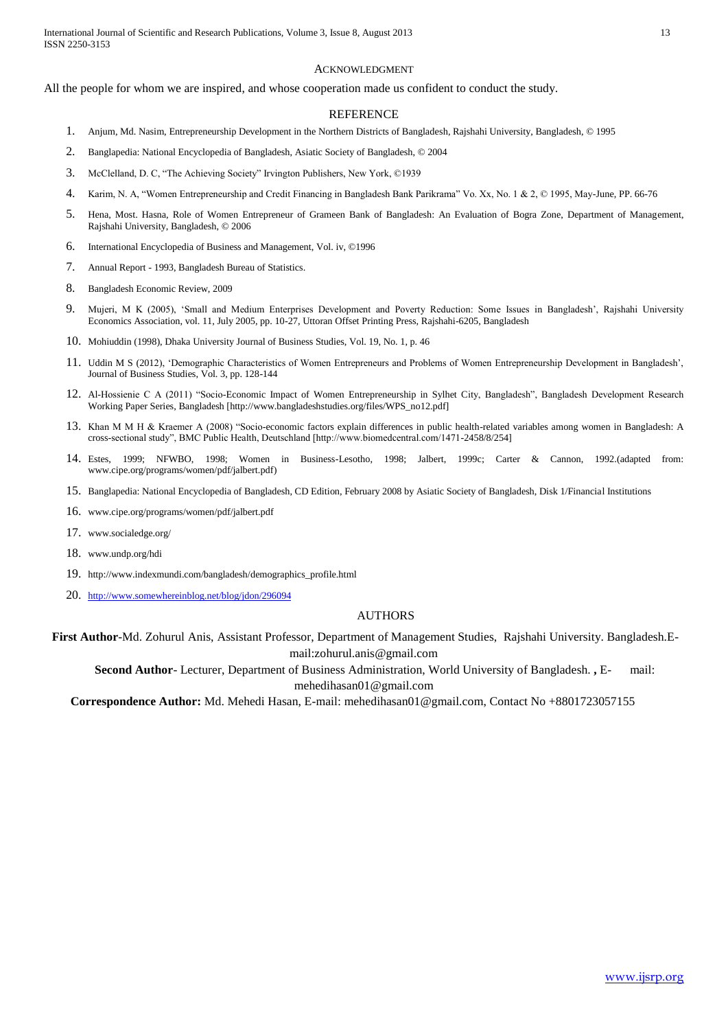## ACKNOWLEDGMENT

All the people for whom we are inspired, and whose cooperation made us confident to conduct the study.

## REFERENCE

1. Anjum, Md. Nasim, Entrepreneurship Development in the Northern Districts of Bangladesh, Rajshahi University, Bangladesh, © 1995
2. Banglapedia: National Encyclopedia of Bangladesh, Asiatic Society of Bangladesh, © 2004
3. McClelland, D. C, "The Achieving Society" Irvington Publishers, New York, ©1939
4. Karim, N. A, "Women Entrepreneurship and Credit Financing in Bangladesh Bank Parikrama" Vo. Xx, No. 1 & 2, © 1995, May-June, PP. 66-76
5. Hena, Most. Hasna, Role of Women Entrepreneur of Grameen Bank of Bangladesh: An Evaluation of Bogra Zone, Department of Management, Rajshahi University, Bangladesh, © 2006
6. International Encyclopedia of Business and Management, Vol. iv, ©1996
7. Annual Report - 1993, Bangladesh Bureau of Statistics.
8. Bangladesh Economic Review, 2009
9. Mujeri, M K (2005), 'Small and Medium Enterprises Development and Poverty Reduction: Some Issues in Bangladesh', Rajshahi University Economics Association, vol. 11, July 2005, pp. 10-27, Uttoran Offset Printing Press, Rajshahi-6205, Bangladesh
10. Mohiuddin (1998), Dhaka University Journal of Business Studies, Vol. 19, No. 1, p. 46
11. Uddin M S (2012), 'Demographic Characteristics of Women Entrepreneurs and Problems of Women Entrepreneurship Development in Bangladesh', Journal of Business Studies, Vol. 3, pp. 128-144
12. Al-Hossienie C A (2011) "Socio-Economic Impact of Women Entrepreneurship in Sylhet City, Bangladesh", Bangladesh Development Research Working Paper Series, Bangladesh [http://www.bangladeshstudies.org/files/WPS_no12.pdf]
13. Khan M M H & Kraemer A (2008) "Socio-economic factors explain differences in public health-related variables among women in Bangladesh: A cross-sectional study", BMC Public Health, Deutschland [http://www.biomedcentral.com/1471-2458/8/254]
14. Estes, 1999; NFWBO, 1998; Women in Business-Lesotho, 1998; Jalbert, 1999c; Carter & Cannon, 1992.(adapted from: www.cipe.org/programs/women/pdf/jalbert.pdf)
15. Banglapedia: National Encyclopedia of Bangladesh, CD Edition, February 2008 by Asiatic Society of Bangladesh, Disk 1/Financial Institutions
16. www.cipe.org/programs/women/pdf/jalbert.pdf
17. www.socialedge.org/
18. www.undp.org/hdi
19. http://www.indexmundi.com/bangladesh/demographics_profile.html
20. http://www.somewhereinblog.net/blog/jdon/296094

## AUTHORS

**First Author**-Md. Zohurul Anis, Assistant Professor, Department of Management Studies, Rajshahi University. Bangladesh.E-mail:zohurul.anis@gmail.com

**Second Author**- Lecturer, Department of Business Administration, World University of Bangladesh. **,** E- mail: mehedihasan01@gmail.com

**Correspondence Author:** Md. Mehedi Hasan, E-mail: mehedihasan01@gmail.com, Contact No +8801723057155